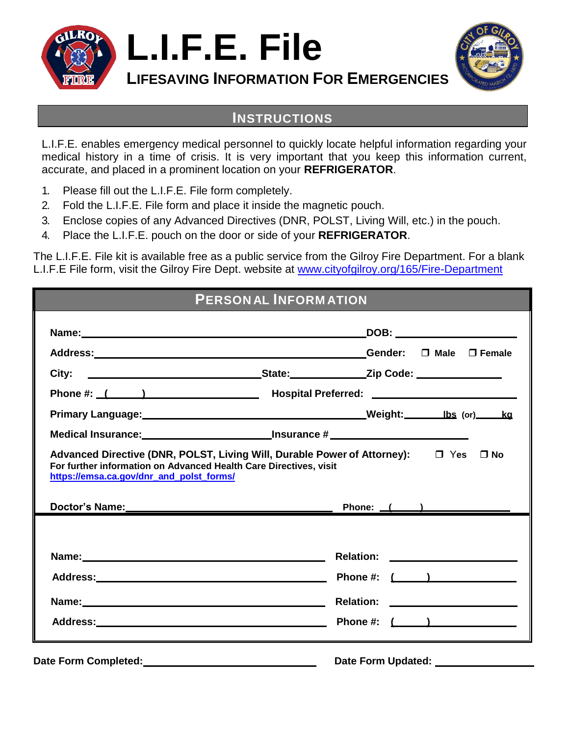# L.I.F.E. File

## LIFESAVING INFORMATION FOR EMERGENCIES

## INSTRUCTIONS

L.I.F.E. enables emergency medical personnel to quickly locate helpful information regarding your medical history in a time of crisis. It is very important that you keep this information current, accurate, and placed in a prominent location on your **REFRIGERATOR**.

1. Please fill out the L.I.F.E. File form completely.
2. Fold the L.I.F.E. File form and place it inside the magnetic pouch.
3. Enclose copies of any Advanced Directives (DNR, POLST, Living Will, etc.) in the pouch.
4. Place the L.I.F.E. pouch on the door or side of your **REFRIGERATOR**.

The L.I.F.E. File kit is available free as a public service from the Gilroy Fire Department. For a blank L.I.F.E File form, visit the Gilroy Fire Dept. website at www.cityofgilroy.org/165/Fire-Department

## PERSONAL INFORMATION

**Name:** ______________________ **DOB:** ____________

**Address:** ______________________ **Gender:** ☐ **Male** ☐ **Female**

**City:** ____________ **State:** ________ **Zip Code:** ________

**Phone #:** (     ) ____________ **Hospital Preferred:** ____________

**Primary Language:** ______________________ **Weight:** ______ lbs (or) ______ kg

**Medical Insurance:** ____________ **Insurance #** ____________

**Advanced Directive (DNR, POLST, Living Will, Durable Power of Attorney):** ☐ Yes ☐ No
**For further information on Advanced Health Care Directives, visit https://emsa.ca.gov/dnr_and_polst_forms/**

**Doctor's Name:** ______________________ **Phone:** (     ) ____________

**Name:** ______________________ **Relation:** ____________

**Address:** ______________________ **Phone #:** (     ) ____________

**Name:** ______________________ **Relation:** ____________

**Address:** ______________________ **Phone #:** (     ) ____________

**Date Form Completed:** ____________ **Date Form Updated:** ____________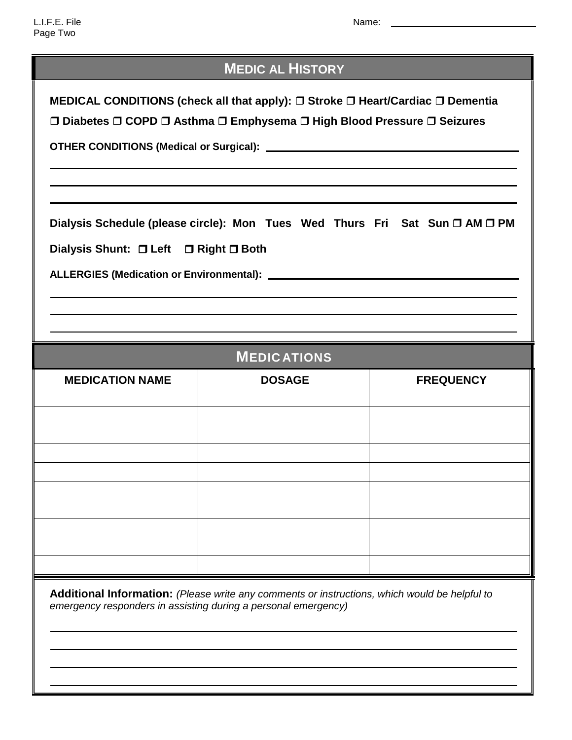Name: ______________________

## MEDICAL HISTORY

**MEDICAL CONDITIONS (check all that apply): ❒ Stroke ❒ Heart/Cardiac ❒ Dementia ❒ Diabetes ❒ COPD ❒ Asthma ❒ Emphysema ❒ High Blood Pressure ❒ Seizures**

**OTHER CONDITIONS (Medical or Surgical):** ______________________________________________

______________________________________________

______________________________________________

______________________________________________

**Dialysis Schedule (please circle): Mon Tues Wed Thurs Fri Sat Sun ❒ AM ❒ PM**

**Dialysis Shunt: ❒ Left ❒ Right ❒ Both**

**ALLERGIES (Medication or Environmental):** ______________________________________________

______________________________________________

______________________________________________

______________________________________________

## MEDICATIONS

| MEDICATION NAME | DOSAGE | FREQUENCY |
|---|---|---|
| | | |
| | | |
| | | |
| | | |
| | | |
| | | |
| | | |
| | | |
| | | |
| | | |

**Additional Information:** *(Please write any comments or instructions, which would be helpful to emergency responders in assisting during a personal emergency)*

______________________________________________

______________________________________________

______________________________________________

______________________________________________